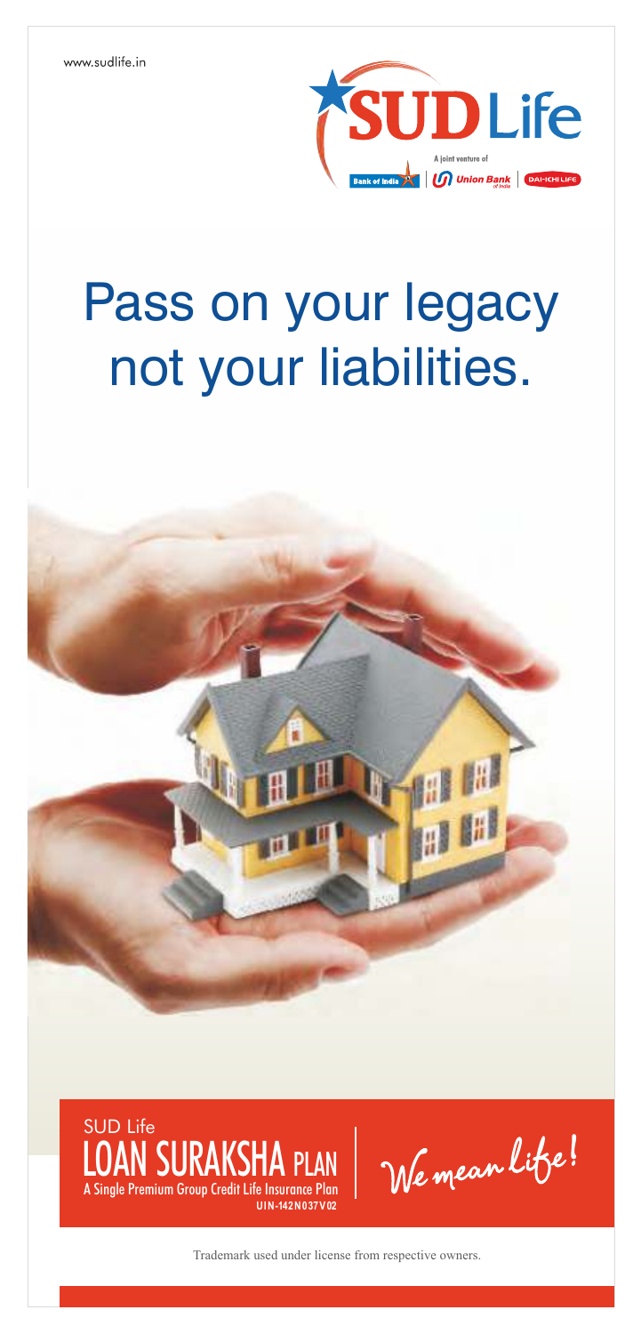www.sudlife.in

SUD Life

A joint venture of Bank of India | Union Bank of India | DAI-ICHI LIFE

# Pass on your legacy not your liabilities.

SUD Life

## LOAN SURAKSHA PLAN

A Single Premium Group Credit Life Insurance Plan

UIN-142N037V02

We mean Life!

Trademark used under license from respective owners.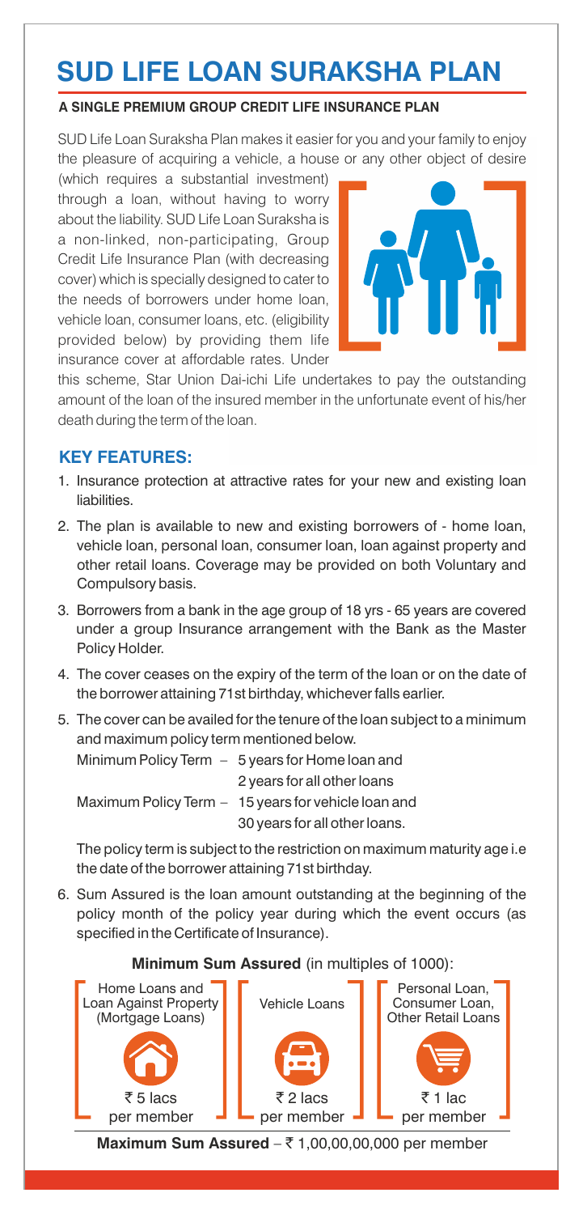# SUD LIFE LOAN SURAKSHA PLAN

**A SINGLE PREMIUM GROUP CREDIT LIFE INSURANCE PLAN**

SUD Life Loan Suraksha Plan makes it easier for you and your family to enjoy the pleasure of acquiring a vehicle, a house or any other object of desire (which requires a substantial investment) through a loan, without having to worry about the liability. SUD Life Loan Suraksha is a non-linked, non-participating, Group Credit Life Insurance Plan (with decreasing cover) which is specially designed to cater to the needs of borrowers under home loan, vehicle loan, consumer loans, etc. (eligibility provided below) by providing them life insurance cover at affordable rates. Under this scheme, Star Union Dai-ichi Life undertakes to pay the outstanding amount of the loan of the insured member in the unfortunate event of his/her death during the term of the loan.

## KEY FEATURES:

1. Insurance protection at attractive rates for your new and existing loan liabilities.
2. The plan is available to new and existing borrowers of - home loan, vehicle loan, personal loan, consumer loan, loan against property and other retail loans. Coverage may be provided on both Voluntary and Compulsory basis.
3. Borrowers from a bank in the age group of 18 yrs - 65 years are covered under a group Insurance arrangement with the Bank as the Master Policy Holder.
4. The cover ceases on the expiry of the term of the loan or on the date of the borrower attaining 71st birthday, whichever falls earlier.
5. The cover can be availed for the tenure of the loan subject to a minimum and maximum policy term mentioned below.

   Minimum Policy Term – 5 years for Home loan and
   2 years for all other loans

   Maximum Policy Term – 15 years for vehicle loan and
   30 years for all other loans.

   The policy term is subject to the restriction on maximum maturity age i.e the date of the borrower attaining 71st birthday.
6. Sum Assured is the loan amount outstanding at the beginning of the policy month of the policy year during which the event occurs (as specified in the Certificate of Insurance).

**Minimum Sum Assured** (in multiples of 1000):

| Home Loans and Loan Against Property (Mortgage Loans) | Vehicle Loans | Personal Loan, Consumer Loan, Other Retail Loans |
|---|---|---|
| ₹ 5 lacs per member | ₹ 2 lacs per member | ₹ 1 lac per member |

**Maximum Sum Assured** – ₹ 1,00,00,00,000 per member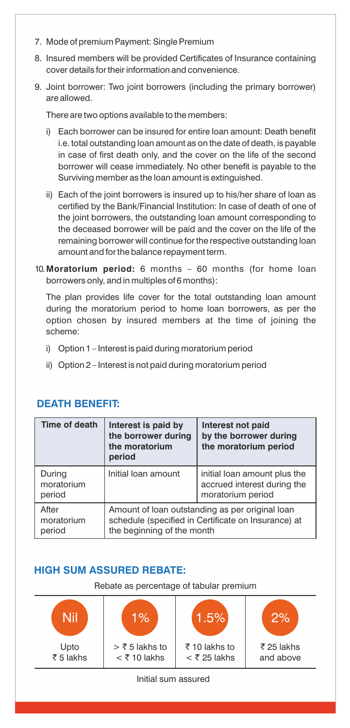7. Mode of premium Payment: Single Premium
8. Insured members will be provided Certificates of Insurance containing cover details for their information and convenience.
9. Joint borrower: Two joint borrowers (including the primary borrower) are allowed.

   There are two options available to the members:

   i) Each borrower can be insured for entire loan amount: Death benefit i.e. total outstanding loan amount as on the date of death, is payable in case of first death only, and the cover on the life of the second borrower will cease immediately. No other benefit is payable to the Surviving member as the loan amount is extinguished.

   ii) Each of the joint borrowers is insured up to his/her share of loan as certified by the Bank/Financial Institution: In case of death of one of the joint borrowers, the outstanding loan amount corresponding to the deceased borrower will be paid and the cover on the life of the remaining borrower will continue for the respective outstanding loan amount and for the balance repayment term.

10. **Moratorium period:** 6 months – 60 months (for home loan borrowers only, and in multiples of 6 months):

    The plan provides life cover for the total outstanding loan amount during the moratorium period to home loan borrowers, as per the option chosen by insured members at the time of joining the scheme:

    i) Option 1 – Interest is paid during moratorium period

    ii) Option 2 – Interest is not paid during moratorium period

## DEATH BENEFIT:

| Time of death | Interest is paid by the borrower during the moratorium period | Interest not paid by the borrower during the moratorium period |
|---|---|---|
| During moratorium period | Initial loan amount | initial loan amount plus the accrued interest during the moratorium period |
| After moratorium period | Amount of loan outstanding as per original loan schedule (specified in Certificate on Insurance) at the beginning of the month | |

## HIGH SUM ASSURED REBATE:

Rebate as percentage of tabular premium

| Nil | 1% | 1.5% | 2% |
|---|---|---|---|
| Upto ₹ 5 lakhs | > ₹ 5 lakhs to < ₹ 10 lakhs | ₹ 10 lakhs to < ₹ 25 lakhs | ₹ 25 lakhs and above |

Initial sum assured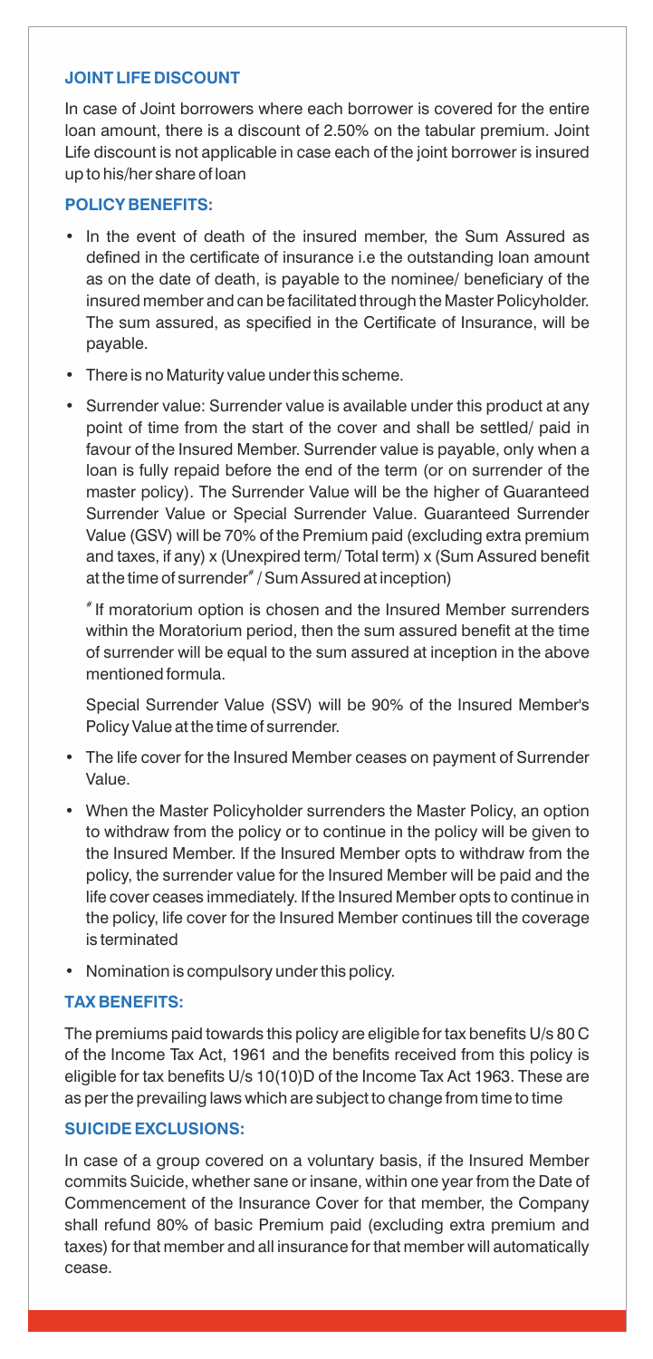## JOINT LIFE DISCOUNT

In case of Joint borrowers where each borrower is covered for the entire loan amount, there is a discount of 2.50% on the tabular premium. Joint Life discount is not applicable in case each of the joint borrower is insured up to his/her share of loan

## POLICY BENEFITS:

- In the event of death of the insured member, the Sum Assured as defined in the certificate of insurance i.e the outstanding loan amount as on the date of death, is payable to the nominee/ beneficiary of the insured member and can be facilitated through the Master Policyholder. The sum assured, as specified in the Certificate of Insurance, will be payable.
- There is no Maturity value under this scheme.
- Surrender value: Surrender value is available under this product at any point of time from the start of the cover and shall be settled/ paid in favour of the Insured Member. Surrender value is payable, only when a loan is fully repaid before the end of the term (or on surrender of the master policy). The Surrender Value will be the higher of Guaranteed Surrender Value or Special Surrender Value. Guaranteed Surrender Value (GSV) will be 70% of the Premium paid (excluding extra premium and taxes, if any) x (Unexpired term/ Total term) x (Sum Assured benefit at the time of surrender[#] / Sum Assured at inception)

  [#] If moratorium option is chosen and the Insured Member surrenders within the Moratorium period, then the sum assured benefit at the time of surrender will be equal to the sum assured at inception in the above mentioned formula.

  Special Surrender Value (SSV) will be 90% of the Insured Member's Policy Value at the time of surrender.
- The life cover for the Insured Member ceases on payment of Surrender Value.
- When the Master Policyholder surrenders the Master Policy, an option to withdraw from the policy or to continue in the policy will be given to the Insured Member. If the Insured Member opts to withdraw from the policy, the surrender value for the Insured Member will be paid and the life cover ceases immediately. If the Insured Member opts to continue in the policy, life cover for the Insured Member continues till the coverage is terminated
- Nomination is compulsory under this policy.

## TAX BENEFITS:

The premiums paid towards this policy are eligible for tax benefits U/s 80 C of the Income Tax Act, 1961 and the benefits received from this policy is eligible for tax benefits U/s 10(10)D of the Income Tax Act 1963. These are as per the prevailing laws which are subject to change from time to time

## SUICIDE EXCLUSIONS:

In case of a group covered on a voluntary basis, if the Insured Member commits Suicide, whether sane or insane, within one year from the Date of Commencement of the Insurance Cover for that member, the Company shall refund 80% of basic Premium paid (excluding extra premium and taxes) for that member and all insurance for that member will automatically cease.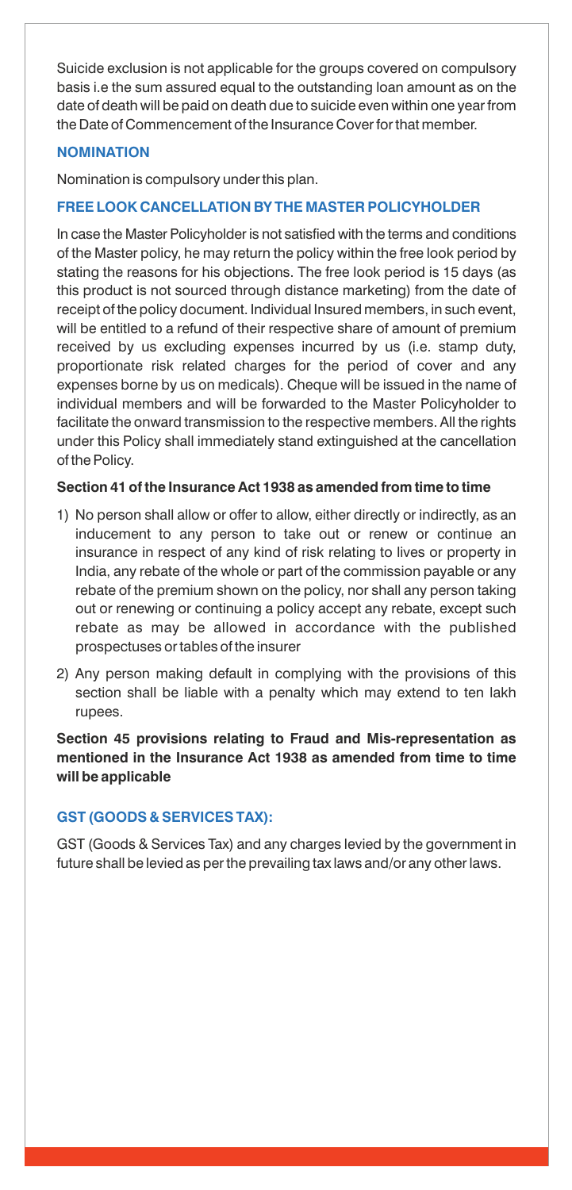Suicide exclusion is not applicable for the groups covered on compulsory basis i.e the sum assured equal to the outstanding loan amount as on the date of death will be paid on death due to suicide even within one year from the Date of Commencement of the Insurance Cover for that member.

## NOMINATION

Nomination is compulsory under this plan.

## FREE LOOK CANCELLATION BY THE MASTER POLICYHOLDER

In case the Master Policyholder is not satisfied with the terms and conditions of the Master policy, he may return the policy within the free look period by stating the reasons for his objections. The free look period is 15 days (as this product is not sourced through distance marketing) from the date of receipt of the policy document. Individual Insured members, in such event, will be entitled to a refund of their respective share of amount of premium received by us excluding expenses incurred by us (i.e. stamp duty, proportionate risk related charges for the period of cover and any expenses borne by us on medicals). Cheque will be issued in the name of individual members and will be forwarded to the Master Policyholder to facilitate the onward transmission to the respective members. All the rights under this Policy shall immediately stand extinguished at the cancellation of the Policy.

**Section 41 of the Insurance Act 1938 as amended from time to time**

1) No person shall allow or offer to allow, either directly or indirectly, as an inducement to any person to take out or renew or continue an insurance in respect of any kind of risk relating to lives or property in India, any rebate of the whole or part of the commission payable or any rebate of the premium shown on the policy, nor shall any person taking out or renewing or continuing a policy accept any rebate, except such rebate as may be allowed in accordance with the published prospectuses or tables of the insurer
2) Any person making default in complying with the provisions of this section shall be liable with a penalty which may extend to ten lakh rupees.

**Section 45 provisions relating to Fraud and Mis-representation as mentioned in the Insurance Act 1938 as amended from time to time will be applicable**

## GST (GOODS & SERVICES TAX):

GST (Goods & Services Tax) and any charges levied by the government in future shall be levied as per the prevailing tax laws and/or any other laws.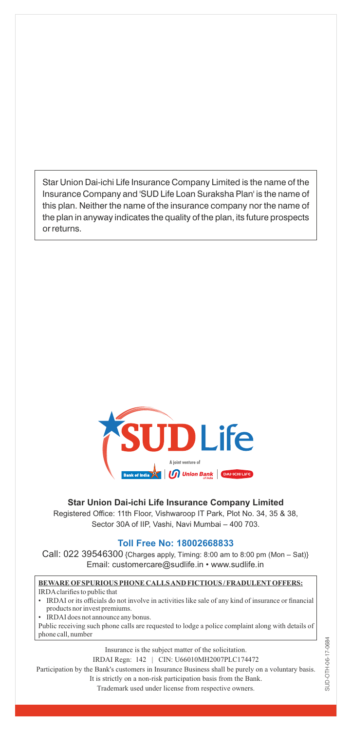Star Union Dai-ichi Life Insurance Company Limited is the name of the Insurance Company and 'SUD Life Loan Suraksha Plan' is the name of this plan. Neither the name of the insurance company nor the name of the plan in anyway indicates the quality of the plan, its future prospects or returns.

SUD Life

A joint venture of

Bank of India | Union Bank of India | DAI-ICHI LIFE

**Star Union Dai-ichi Life Insurance Company Limited**

Registered Office: 11th Floor, Vishwaroop IT Park, Plot No. 34, 35 & 38, Sector 30A of IIP, Vashi, Navi Mumbai – 400 703.

**Toll Free No: 18002668833**

Call: 022 39546300 {Charges apply, Timing: 8:00 am to 8:00 pm (Mon – Sat)}

Email: customercare@sudlife.in • www.sudlife.in

**BEWARE OF SPURIOUS PHONE CALLS AND FICTIOUS / FRADULENT OFFERS:**

IRDA clarifies to public that

- IRDAI or its officials do not involve in activities like sale of any kind of insurance or financial products nor invest premiums.
- IRDAI does not announce any bonus.

Public receiving such phone calls are requested to lodge a police complaint along with details of phone call, number

Insurance is the subject matter of the solicitation.

IRDAI Regn: 142 | CIN: U66010MH2007PLC174472

Participation by the Bank's customers in Insurance Business shall be purely on a voluntary basis.

It is strictly on a non-risk participation basis from the Bank.

Trademark used under license from respective owners.

SUD-OTH-06-17-0684